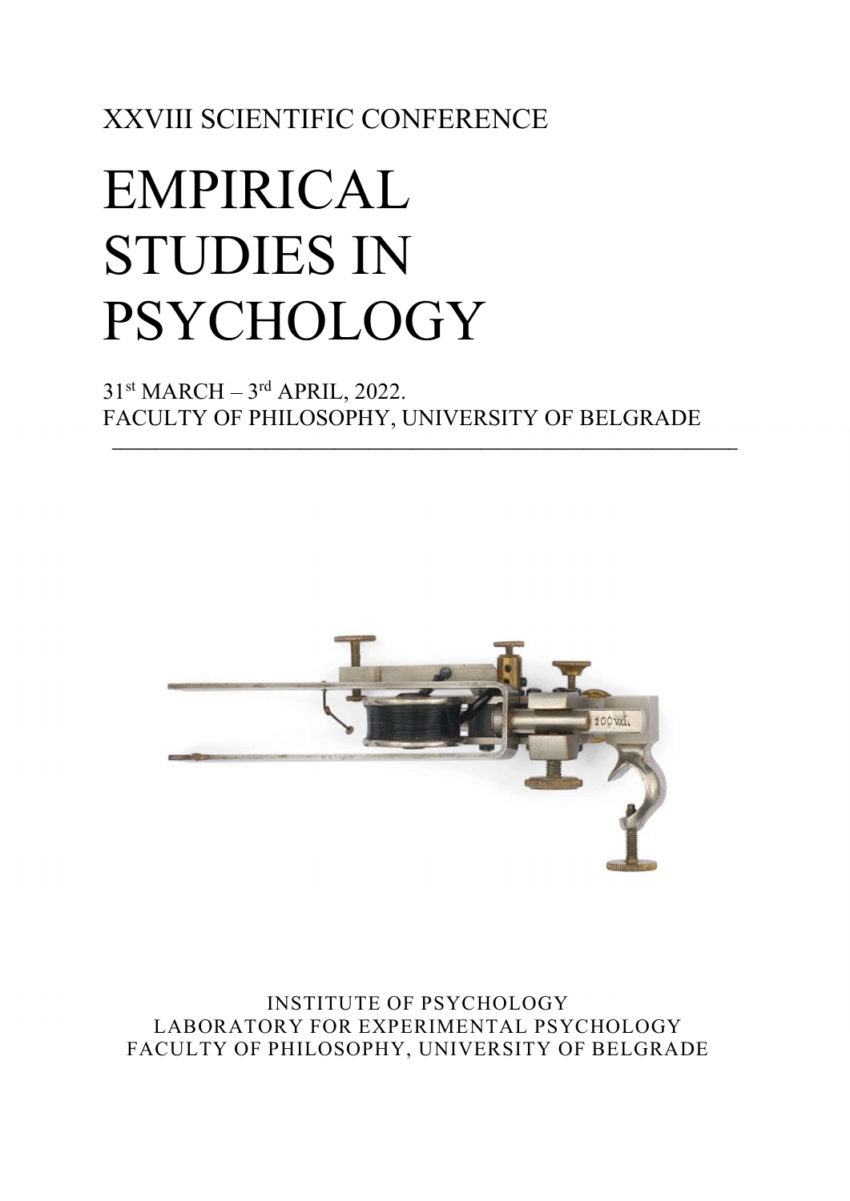XXVIII SCIENTIFIC CONFERENCE

# EMPIRICAL STUDIES IN PSYCHOLOGY

31st MARCH – 3rd APRIL, 2022.
FACULTY OF PHILOSOPHY, UNIVERSITY OF BELGRADE

---

INSTITUTE OF PSYCHOLOGY
LABORATORY FOR EXPERIMENTAL PSYCHOLOGY
FACULTY OF PHILOSOPHY, UNIVERSITY OF BELGRADE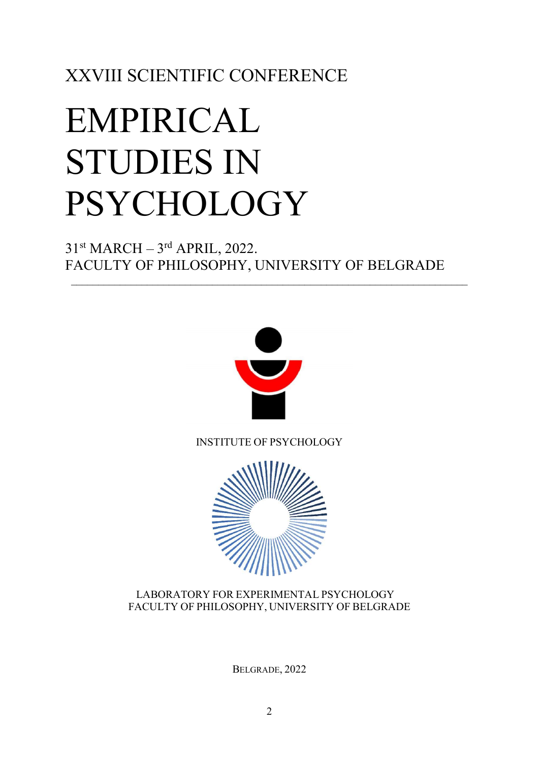XXVIII SCIENTIFIC CONFERENCE

# EMPIRICAL STUDIES IN PSYCHOLOGY

31st MARCH – 3rd APRIL, 2022.
FACULTY OF PHILOSOPHY, UNIVERSITY OF BELGRADE

---

INSTITUTE OF PSYCHOLOGY

LABORATORY FOR EXPERIMENTAL PSYCHOLOGY
FACULTY OF PHILOSOPHY, UNIVERSITY OF BELGRADE

BELGRADE, 2022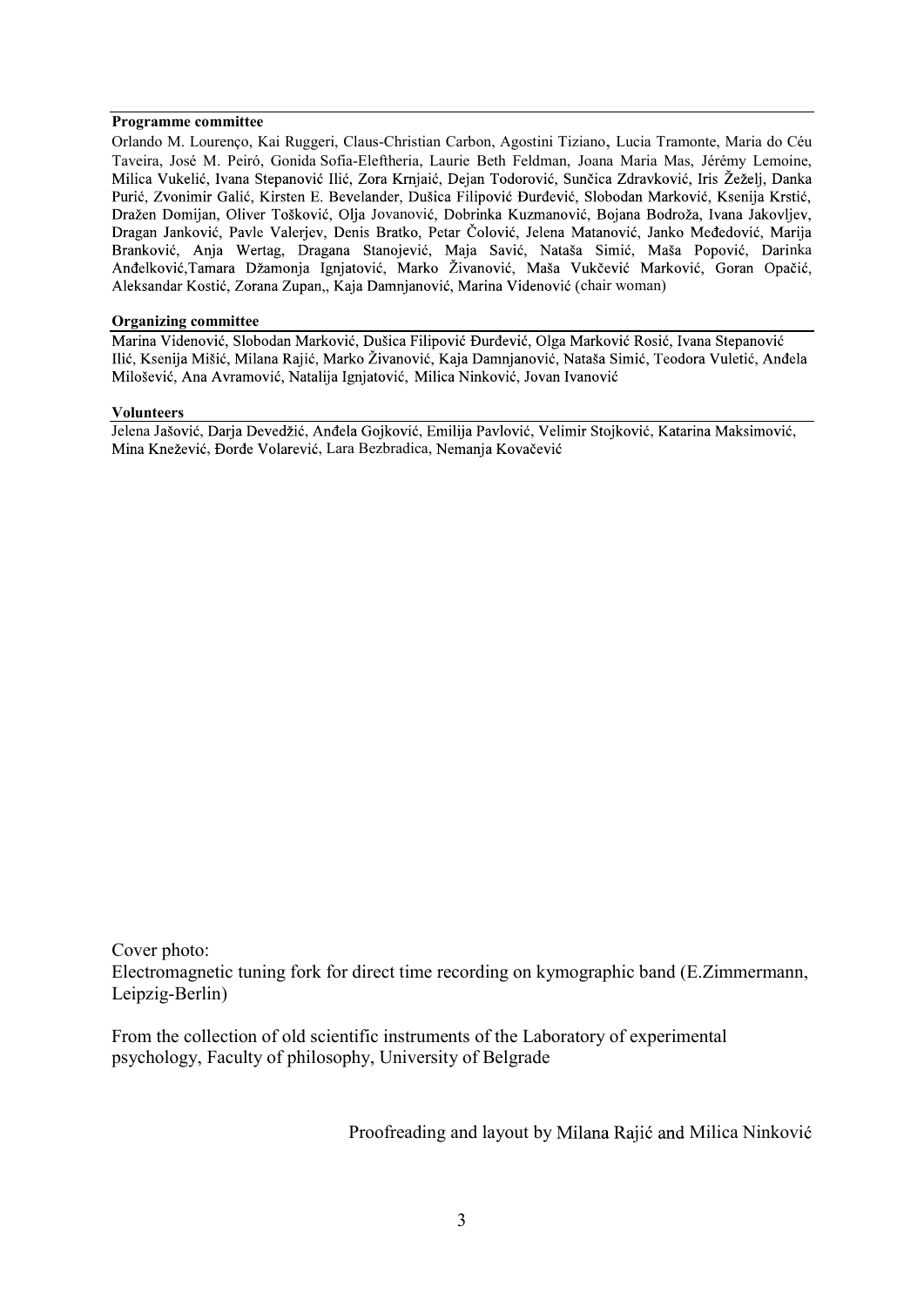### Programme committee

Orlando M. Lourenço, Kai Ruggeri, Claus-Christian Carbon, Agostini Tiziano, Lucia Tramonte, Maria do Céu Taveira, José M. Peiró, Gonida Sofia-Eleftheria, Laurie Beth Feldman, Joana Maria Mas, Jérémy Lemoine, Milica Vukelić, Ivana Stepanović Ilić, Zora Krnjaić, Dejan Todorović, Sunčica Zdravković, Iris Žeželj, Danka Purić, Zvonimir Galić, Kirsten E. Bevelander, Dušica Filipović Đurđević, Slobodan Marković, Ksenija Krstić, Dražen Domijan, Oliver Tošković, Olja Jovanović, Dobrinka Kuzmanović, Bojana Bodroža, Ivana Jakovljev, Dragan Janković, Pavle Valerjev, Denis Bratko, Petar Čolović, Jelena Matanović, Janko Međedović, Marija Branković, Anja Wertag, Dragana Stanojević, Maja Savić, Nataša Simić, Maša Popović, Darinka Anđelković,Tamara Džamonja Ignjatović, Marko Živanović, Maša Vukčević Marković, Goran Opačić, Aleksandar Kostić, Zorana Zupan,, Kaja Damnjanović, Marina Videnović (chair woman)

### Organizing committee

Marina Videnović, Slobodan Marković, Dušica Filipović Đurđević, Olga Marković Rosić, Ivana Stepanović Ilić, Ksenija Mišić, Milana Rajić, Marko Živanović, Kaja Damnjanović, Nataša Simić, Teodora Vuletić, Anđela Milošević, Ana Avramović, Natalija Ignjatović, Milica Ninković, Jovan Ivanović

### Volunteers

Jelena Jašović, Darja Devedžić, Anđela Gojković, Emilija Pavlović, Velimir Stojković, Katarina Maksimović, Mina Knežević, Đorđe Volarević, Lara Bezbradica, Nemanja Kovačević

Cover photo:
Electromagnetic tuning fork for direct time recording on kymographic band (E.Zimmermann, Leipzig-Berlin)

From the collection of old scientific instruments of the Laboratory of experimental psychology, Faculty of philosophy, University of Belgrade

Proofreading and layout by Milana Rajić and Milica Ninković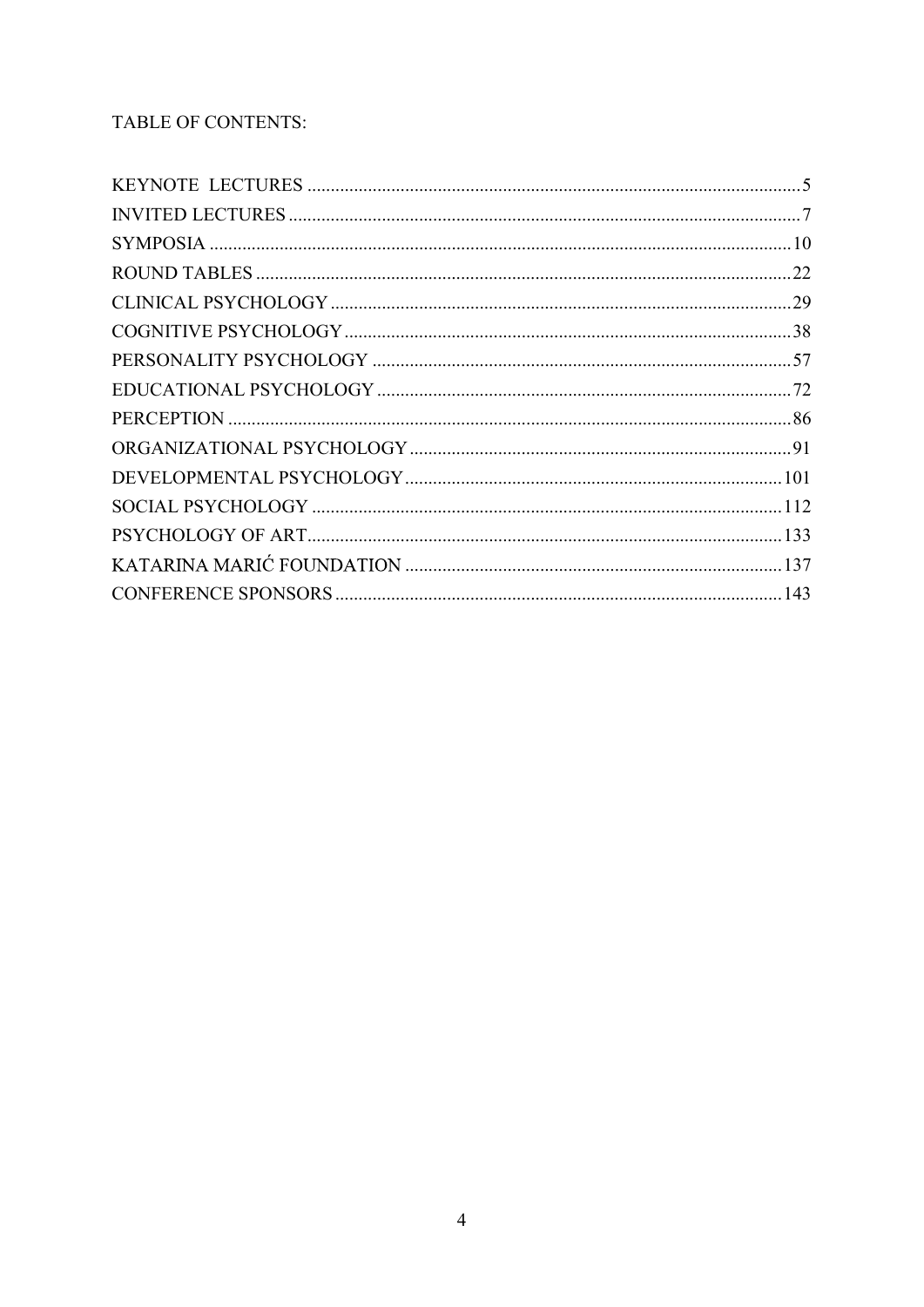TABLE OF CONTENTS:

KEYNOTE LECTURES .......... 5
INVITED LECTURES .......... 7
SYMPOSIA .......... 10
ROUND TABLES .......... 22
CLINICAL PSYCHOLOGY .......... 29
COGNITIVE PSYCHOLOGY .......... 38
PERSONALITY PSYCHOLOGY .......... 57
EDUCATIONAL PSYCHOLOGY .......... 72
PERCEPTION .......... 86
ORGANIZATIONAL PSYCHOLOGY .......... 91
DEVELOPMENTAL PSYCHOLOGY .......... 101
SOCIAL PSYCHOLOGY .......... 112
PSYCHOLOGY OF ART .......... 133
KATARINA MARIĆ FOUNDATION .......... 137
CONFERENCE SPONSORS .......... 143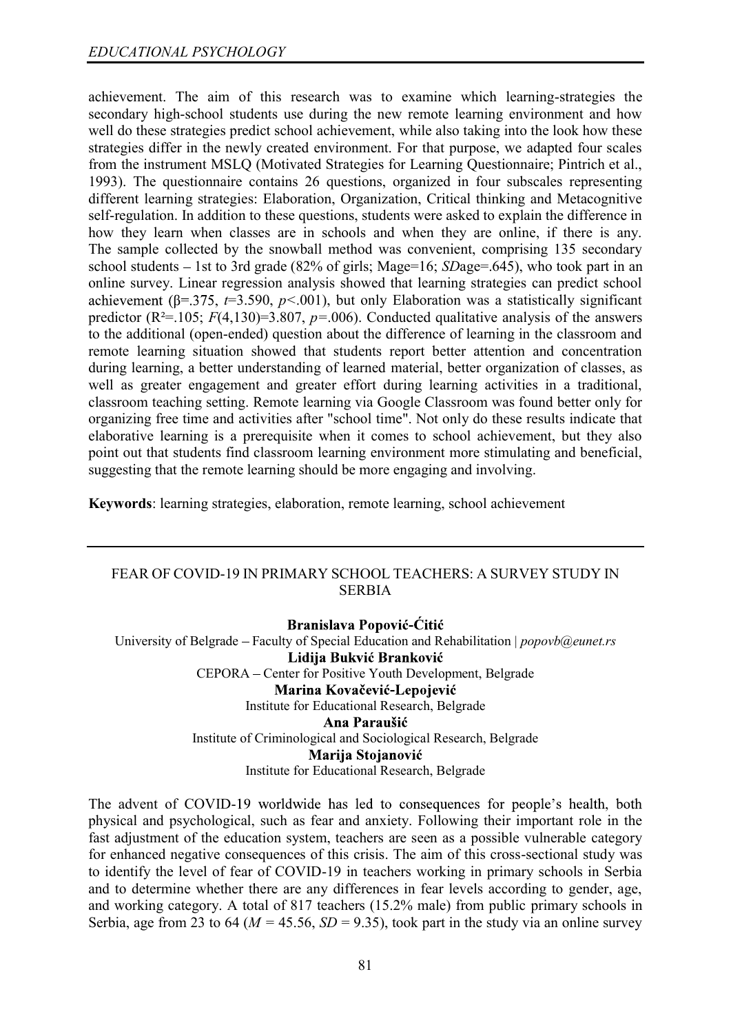achievement. The aim of this research was to examine which learning-strategies the secondary high-school students use during the new remote learning environment and how well do these strategies predict school achievement, while also taking into the look how these strategies differ in the newly created environment. For that purpose, we adapted four scales from the instrument MSLQ (Motivated Strategies for Learning Questionnaire; Pintrich et al., 1993). The questionnaire contains 26 questions, organized in four subscales representing different learning strategies: Elaboration, Organization, Critical thinking and Metacognitive self-regulation. In addition to these questions, students were asked to explain the difference in how they learn when classes are in schools and when they are online, if there is any. The sample collected by the snowball method was convenient, comprising 135 secondary school students – 1st to 3rd grade (82% of girls; Mage=16; *SD*age=.645), who took part in an online survey. Linear regression analysis showed that learning strategies can predict school achievement ($\beta$=.375, $t$=3.590, $p$<.001), but only Elaboration was a statistically significant predictor ($R^2$=.105; $F(4,130)$=3.807, $p$=.006). Conducted qualitative analysis of the answers to the additional (open-ended) question about the difference of learning in the classroom and remote learning situation showed that students report better attention and concentration during learning, a better understanding of learned material, better organization of classes, as well as greater engagement and greater effort during learning activities in a traditional, classroom teaching setting. Remote learning via Google Classroom was found better only for organizing free time and activities after "school time". Not only do these results indicate that elaborative learning is a prerequisite when it comes to school achievement, but they also point out that students find classroom learning environment more stimulating and beneficial, suggesting that the remote learning should be more engaging and involving.

**Keywords**: learning strategies, elaboration, remote learning, school achievement

---

## FEAR OF COVID-19 IN PRIMARY SCHOOL TEACHERS: A SURVEY STUDY IN SERBIA

**Branislava Popović-Ćitić**
University of Belgrade – Faculty of Special Education and Rehabilitation | *popovb@eunet.rs*
**Lidija Bukvić Branković**
CEPORA – Center for Positive Youth Development, Belgrade
**Marina Kovačević-Lepojević**
Institute for Educational Research, Belgrade
**Ana Paraušić**
Institute of Criminological and Sociological Research, Belgrade
**Marija Stojanović**
Institute for Educational Research, Belgrade

The advent of COVID-19 worldwide has led to consequences for people's health, both physical and psychological, such as fear and anxiety. Following their important role in the fast adjustment of the education system, teachers are seen as a possible vulnerable category for enhanced negative consequences of this crisis. The aim of this cross-sectional study was to identify the level of fear of COVID-19 in teachers working in primary schools in Serbia and to determine whether there are any differences in fear levels according to gender, age, and working category. A total of 817 teachers (15.2% male) from public primary schools in Serbia, age from 23 to 64 ($M$ = 45.56, $SD$ = 9.35), took part in the study via an online survey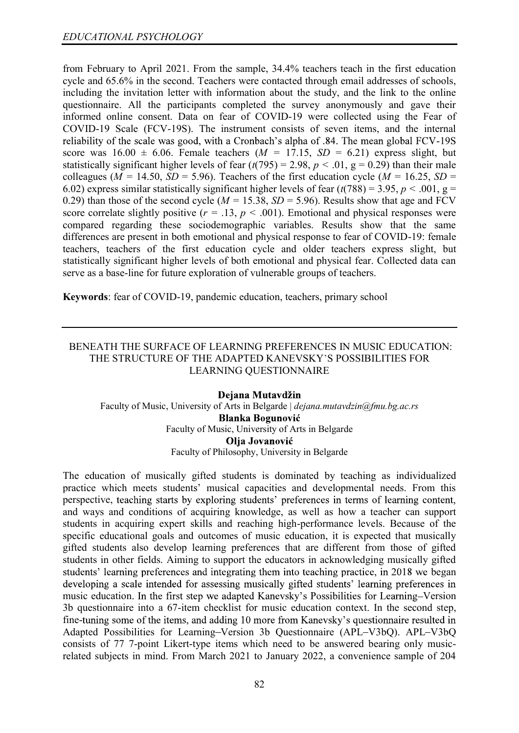from February to April 2021. From the sample, 34.4% teachers teach in the first education cycle and 65.6% in the second. Teachers were contacted through email addresses of schools, including the invitation letter with information about the study, and the link to the online questionnaire. All the participants completed the survey anonymously and gave their informed online consent. Data on fear of COVID-19 were collected using the Fear of COVID-19 Scale (FCV-19S). The instrument consists of seven items, and the internal reliability of the scale was good, with a Cronbach's alpha of .84. The mean global FCV-19S score was $16.00 \pm 6.06$. Female teachers ($M$ = 17.15, $SD$ = 6.21) express slight, but statistically significant higher levels of fear ($t(795) = 2.98$, $p < .01$, g = 0.29) than their male colleagues ($M$ = 14.50, $SD$ = 5.96). Teachers of the first education cycle ($M$ = 16.25, $SD$ = 6.02) express similar statistically significant higher levels of fear ($t(788) = 3.95$, $p < .001$, g = 0.29) than those of the second cycle ($M$ = 15.38, $SD$ = 5.96). Results show that age and FCV score correlate slightly positive ($r$ = .13, $p < .001$). Emotional and physical responses were compared regarding these sociodemographic variables. Results show that the same differences are present in both emotional and physical response to fear of COVID-19: female teachers, teachers of the first education cycle and older teachers express slight, but statistically significant higher levels of both emotional and physical fear. Collected data can serve as a base-line for future exploration of vulnerable groups of teachers.

**Keywords**: fear of COVID-19, pandemic education, teachers, primary school

---

## BENEATH THE SURFACE OF LEARNING PREFERENCES IN MUSIC EDUCATION: THE STRUCTURE OF THE ADAPTED KANEVSKY'S POSSIBILITIES FOR LEARNING QUESTIONNAIRE

**Dejana Mutavdžin**
Faculty of Music, University of Arts in Belgarde | *dejana.mutavdzin@fmu.bg.ac.rs*

**Blanka Bogunović**
Faculty of Music, University of Arts in Belgarde

**Olja Jovanović**
Faculty of Philosophy, University in Belgarde

The education of musically gifted students is dominated by teaching as individualized practice which meets students' musical capacities and developmental needs. From this perspective, teaching starts by exploring students' preferences in terms of learning content, and ways and conditions of acquiring knowledge, as well as how a teacher can support students in acquiring expert skills and reaching high-performance levels. Because of the specific educational goals and outcomes of music education, it is expected that musically gifted students also develop learning preferences that are different from those of gifted students in other fields. Aiming to support the educators in acknowledging musically gifted students' learning preferences and integrating them into teaching practice, in 2018 we began developing a scale intended for assessing musically gifted students' learning preferences in music education. In the first step we adapted Kanevsky's Possibilities for Learning–Version 3b questionnaire into a 67-item checklist for music education context. In the second step, fine-tuning some of the items, and adding 10 more from Kanevsky's questionnaire resulted in Adapted Possibilities for Learning–Version 3b Questionnaire (APL–V3bQ). APL–V3bQ consists of 77 7-point Likert-type items which need to be answered bearing only music-related subjects in mind. From March 2021 to January 2022, a convenience sample of 204